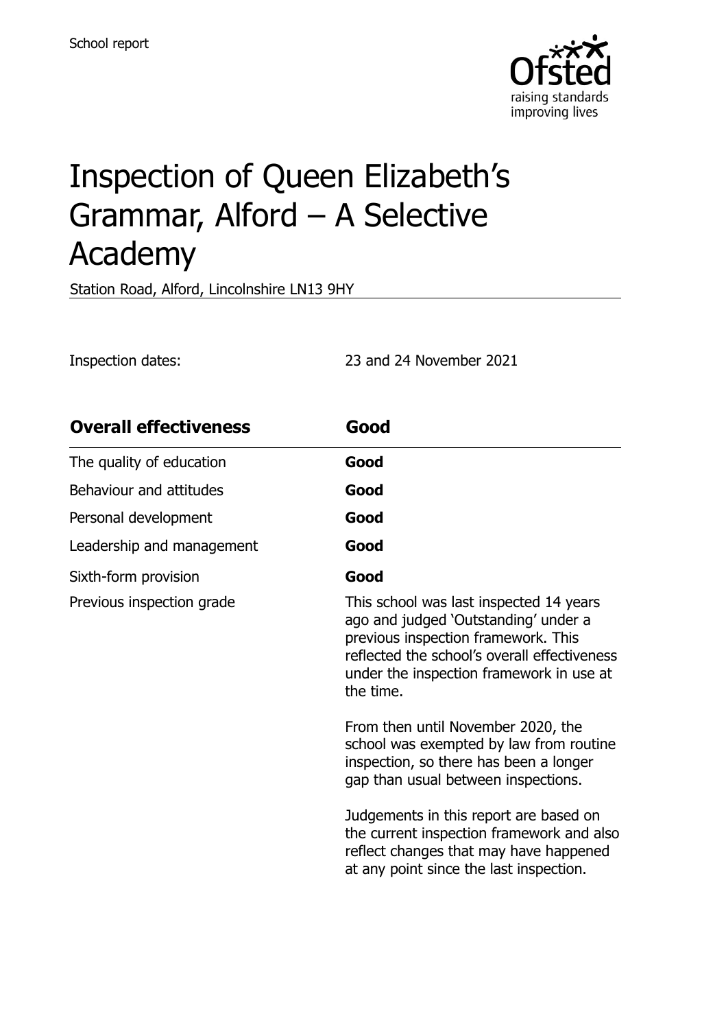School report

# Inspection of Queen Elizabeth's Grammar, Alford – A Selective Academy

Station Road, Alford, Lincolnshire LN13 9HY

Inspection dates: 23 and 24 November 2021

| **Overall effectiveness** | **Good** |
|---|---|
| The quality of education | **Good** |
| Behaviour and attitudes | **Good** |
| Personal development | **Good** |
| Leadership and management | **Good** |
| Sixth-form provision | **Good** |
| Previous inspection grade | This school was last inspected 14 years ago and judged 'Outstanding' under a previous inspection framework. This reflected the school's overall effectiveness under the inspection framework in use at the time. From then until November 2020, the school was exempted by law from routine inspection, so there has been a longer gap than usual between inspections. Judgements in this report are based on the current inspection framework and also reflect changes that may have happened at any point since the last inspection. |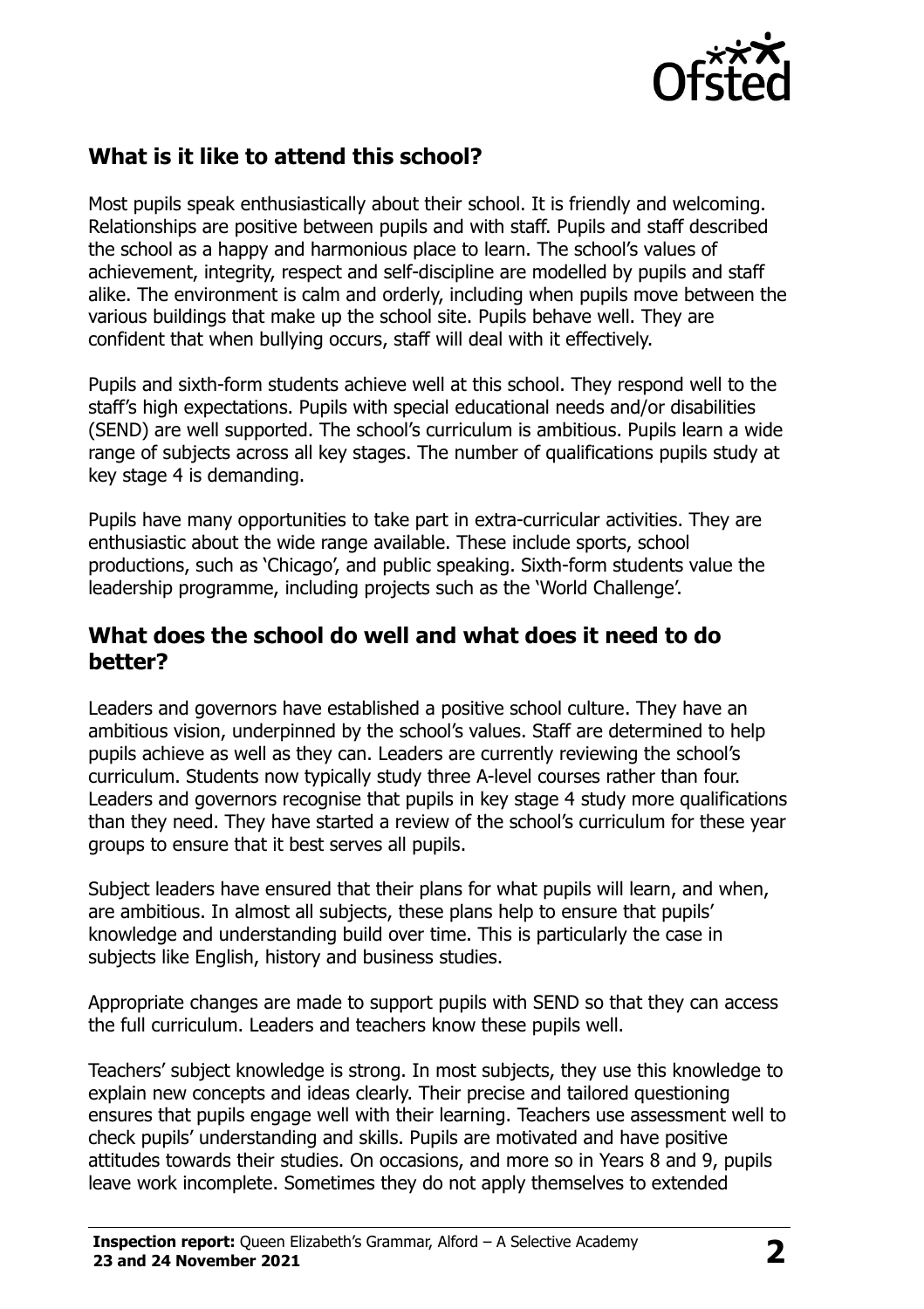## What is it like to attend this school?

Most pupils speak enthusiastically about their school. It is friendly and welcoming. Relationships are positive between pupils and with staff. Pupils and staff described the school as a happy and harmonious place to learn. The school's values of achievement, integrity, respect and self-discipline are modelled by pupils and staff alike. The environment is calm and orderly, including when pupils move between the various buildings that make up the school site. Pupils behave well. They are confident that when bullying occurs, staff will deal with it effectively.

Pupils and sixth-form students achieve well at this school. They respond well to the staff's high expectations. Pupils with special educational needs and/or disabilities (SEND) are well supported. The school's curriculum is ambitious. Pupils learn a wide range of subjects across all key stages. The number of qualifications pupils study at key stage 4 is demanding.

Pupils have many opportunities to take part in extra-curricular activities. They are enthusiastic about the wide range available. These include sports, school productions, such as 'Chicago', and public speaking. Sixth-form students value the leadership programme, including projects such as the 'World Challenge'.

## What does the school do well and what does it need to do better?

Leaders and governors have established a positive school culture. They have an ambitious vision, underpinned by the school's values. Staff are determined to help pupils achieve as well as they can. Leaders are currently reviewing the school's curriculum. Students now typically study three A-level courses rather than four. Leaders and governors recognise that pupils in key stage 4 study more qualifications than they need. They have started a review of the school's curriculum for these year groups to ensure that it best serves all pupils.

Subject leaders have ensured that their plans for what pupils will learn, and when, are ambitious. In almost all subjects, these plans help to ensure that pupils' knowledge and understanding build over time. This is particularly the case in subjects like English, history and business studies.

Appropriate changes are made to support pupils with SEND so that they can access the full curriculum. Leaders and teachers know these pupils well.

Teachers' subject knowledge is strong. In most subjects, they use this knowledge to explain new concepts and ideas clearly. Their precise and tailored questioning ensures that pupils engage well with their learning. Teachers use assessment well to check pupils' understanding and skills. Pupils are motivated and have positive attitudes towards their studies. On occasions, and more so in Years 8 and 9, pupils leave work incomplete. Sometimes they do not apply themselves to extended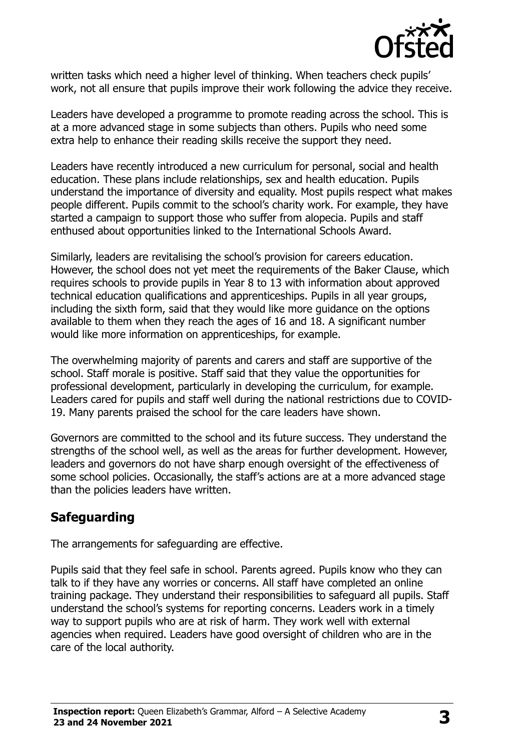written tasks which need a higher level of thinking. When teachers check pupils' work, not all ensure that pupils improve their work following the advice they receive.

Leaders have developed a programme to promote reading across the school. This is at a more advanced stage in some subjects than others. Pupils who need some extra help to enhance their reading skills receive the support they need.

Leaders have recently introduced a new curriculum for personal, social and health education. These plans include relationships, sex and health education. Pupils understand the importance of diversity and equality. Most pupils respect what makes people different. Pupils commit to the school's charity work. For example, they have started a campaign to support those who suffer from alopecia. Pupils and staff enthused about opportunities linked to the International Schools Award.

Similarly, leaders are revitalising the school's provision for careers education. However, the school does not yet meet the requirements of the Baker Clause, which requires schools to provide pupils in Year 8 to 13 with information about approved technical education qualifications and apprenticeships. Pupils in all year groups, including the sixth form, said that they would like more guidance on the options available to them when they reach the ages of 16 and 18. A significant number would like more information on apprenticeships, for example.

The overwhelming majority of parents and carers and staff are supportive of the school. Staff morale is positive. Staff said that they value the opportunities for professional development, particularly in developing the curriculum, for example. Leaders cared for pupils and staff well during the national restrictions due to COVID-19. Many parents praised the school for the care leaders have shown.

Governors are committed to the school and its future success. They understand the strengths of the school well, as well as the areas for further development. However, leaders and governors do not have sharp enough oversight of the effectiveness of some school policies. Occasionally, the staff's actions are at a more advanced stage than the policies leaders have written.

## Safeguarding

The arrangements for safeguarding are effective.

Pupils said that they feel safe in school. Parents agreed. Pupils know who they can talk to if they have any worries or concerns. All staff have completed an online training package. They understand their responsibilities to safeguard all pupils. Staff understand the school's systems for reporting concerns. Leaders work in a timely way to support pupils who are at risk of harm. They work well with external agencies when required. Leaders have good oversight of children who are in the care of the local authority.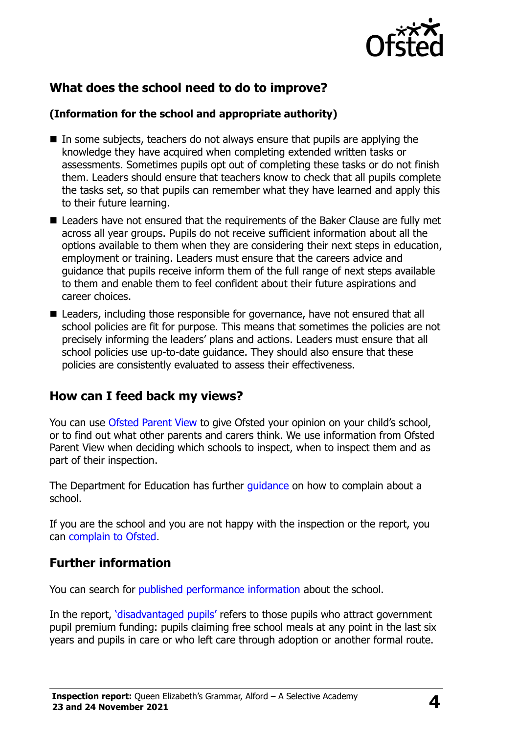## What does the school need to do to improve?

**(Information for the school and appropriate authority)**

- In some subjects, teachers do not always ensure that pupils are applying the knowledge they have acquired when completing extended written tasks or assessments. Sometimes pupils opt out of completing these tasks or do not finish them. Leaders should ensure that teachers know to check that all pupils complete the tasks set, so that pupils can remember what they have learned and apply this to their future learning.
- Leaders have not ensured that the requirements of the Baker Clause are fully met across all year groups. Pupils do not receive sufficient information about all the options available to them when they are considering their next steps in education, employment or training. Leaders must ensure that the careers advice and guidance that pupils receive inform them of the full range of next steps available to them and enable them to feel confident about their future aspirations and career choices.
- Leaders, including those responsible for governance, have not ensured that all school policies are fit for purpose. This means that sometimes the policies are not precisely informing the leaders' plans and actions. Leaders must ensure that all school policies use up-to-date guidance. They should also ensure that these policies are consistently evaluated to assess their effectiveness.

## How can I feed back my views?

You can use Ofsted Parent View to give Ofsted your opinion on your child's school, or to find out what other parents and carers think. We use information from Ofsted Parent View when deciding which schools to inspect, when to inspect them and as part of their inspection.

The Department for Education has further guidance on how to complain about a school.

If you are the school and you are not happy with the inspection or the report, you can complain to Ofsted.

## Further information

You can search for published performance information about the school.

In the report, 'disadvantaged pupils' refers to those pupils who attract government pupil premium funding: pupils claiming free school meals at any point in the last six years and pupils in care or who left care through adoption or another formal route.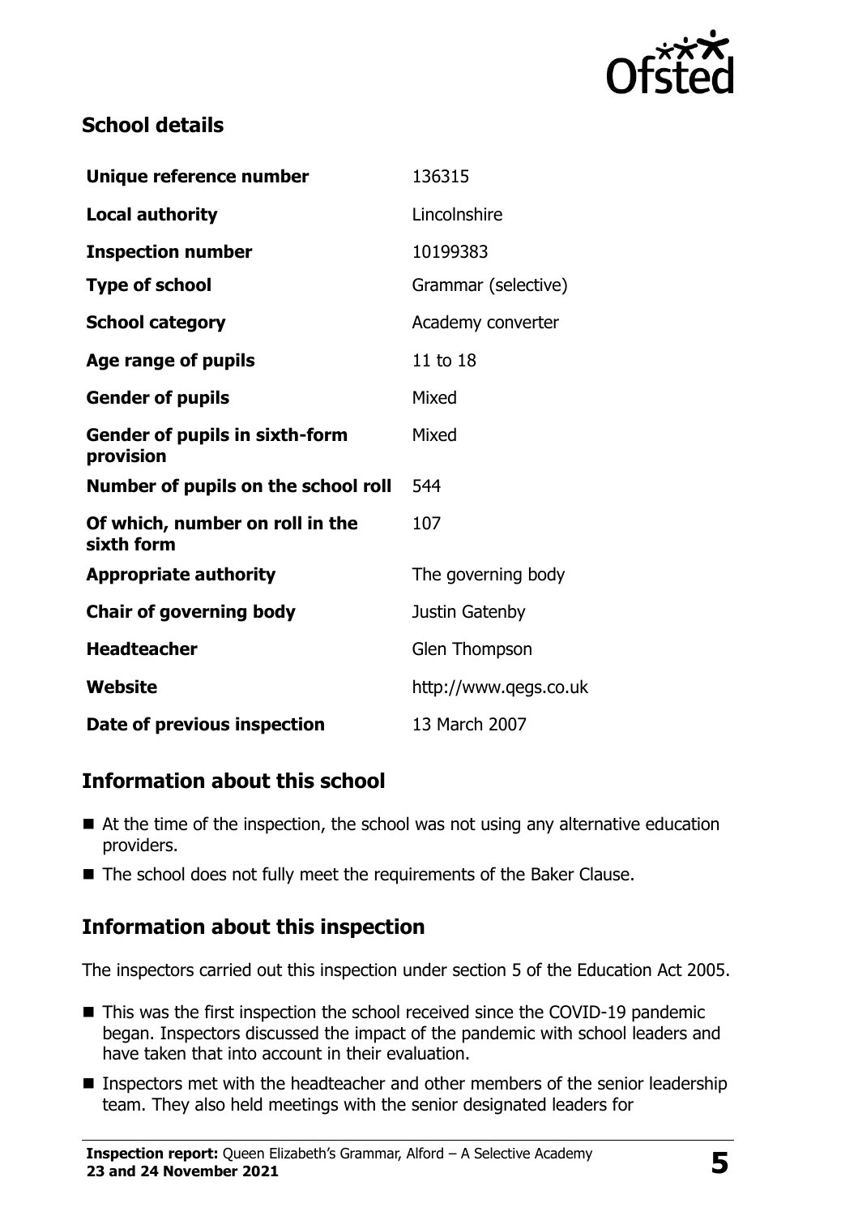## School details

| | |
|---|---|
| **Unique reference number** | 136315 |
| **Local authority** | Lincolnshire |
| **Inspection number** | 10199383 |
| **Type of school** | Grammar (selective) |
| **School category** | Academy converter |
| **Age range of pupils** | 11 to 18 |
| **Gender of pupils** | Mixed |
| **Gender of pupils in sixth-form provision** | Mixed |
| **Number of pupils on the school roll** | 544 |
| **Of which, number on roll in the sixth form** | 107 |
| **Appropriate authority** | The governing body |
| **Chair of governing body** | Justin Gatenby |
| **Headteacher** | Glen Thompson |
| **Website** | http://www.qegs.co.uk |
| **Date of previous inspection** | 13 March 2007 |

## Information about this school

- At the time of the inspection, the school was not using any alternative education providers.
- The school does not fully meet the requirements of the Baker Clause.

## Information about this inspection

The inspectors carried out this inspection under section 5 of the Education Act 2005.

- This was the first inspection the school received since the COVID-19 pandemic began. Inspectors discussed the impact of the pandemic with school leaders and have taken that into account in their evaluation.
- Inspectors met with the headteacher and other members of the senior leadership team. They also held meetings with the senior designated leaders for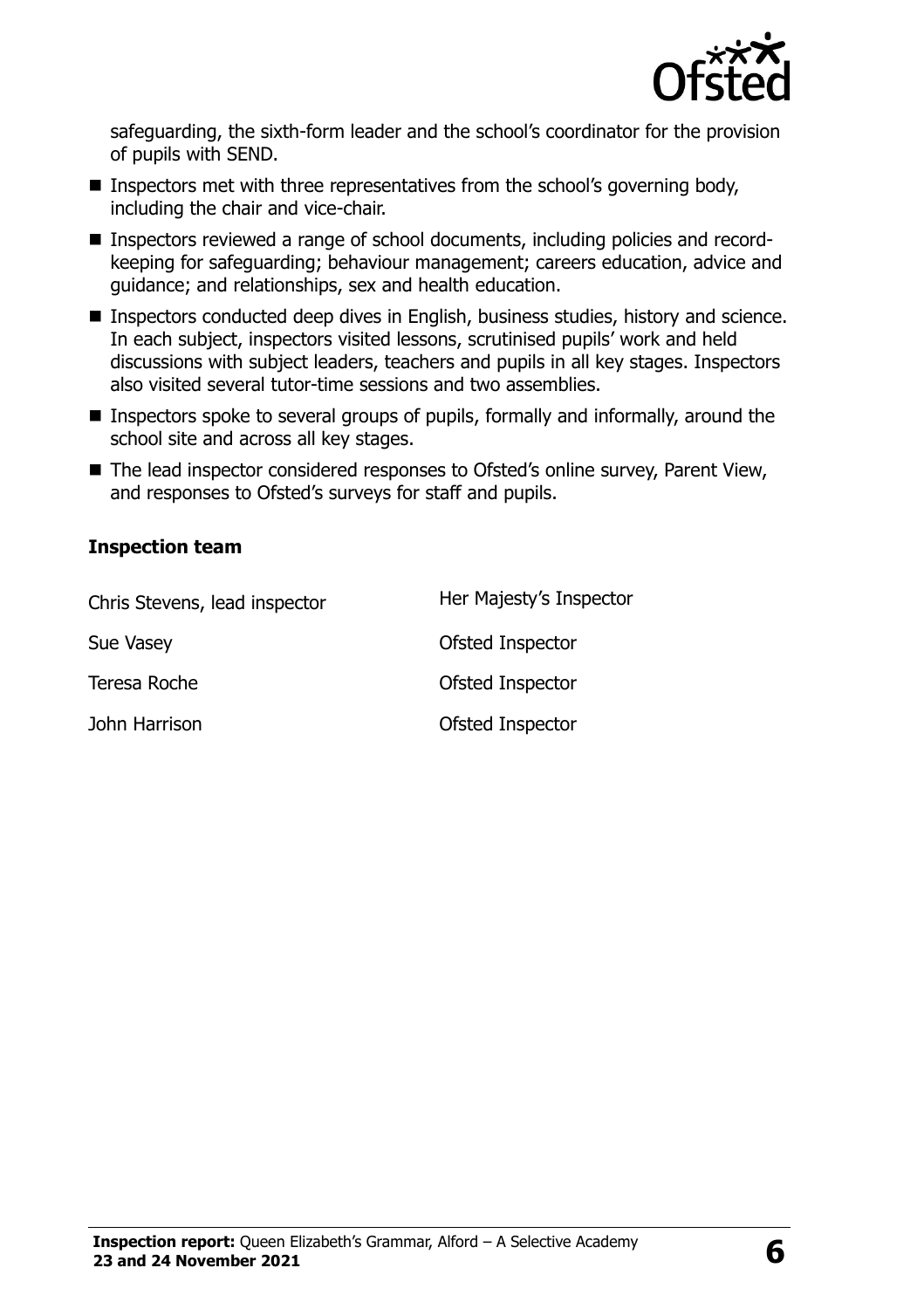safeguarding, the sixth-form leader and the school's coordinator for the provision of pupils with SEND.

- Inspectors met with three representatives from the school's governing body, including the chair and vice-chair.
- Inspectors reviewed a range of school documents, including policies and record-keeping for safeguarding; behaviour management; careers education, advice and guidance; and relationships, sex and health education.
- Inspectors conducted deep dives in English, business studies, history and science. In each subject, inspectors visited lessons, scrutinised pupils' work and held discussions with subject leaders, teachers and pupils in all key stages. Inspectors also visited several tutor-time sessions and two assemblies.
- Inspectors spoke to several groups of pupils, formally and informally, around the school site and across all key stages.
- The lead inspector considered responses to Ofsted's online survey, Parent View, and responses to Ofsted's surveys for staff and pupils.

### Inspection team

| | |
|---|---|
| Chris Stevens, lead inspector | Her Majesty's Inspector |
| Sue Vasey | Ofsted Inspector |
| Teresa Roche | Ofsted Inspector |
| John Harrison | Ofsted Inspector |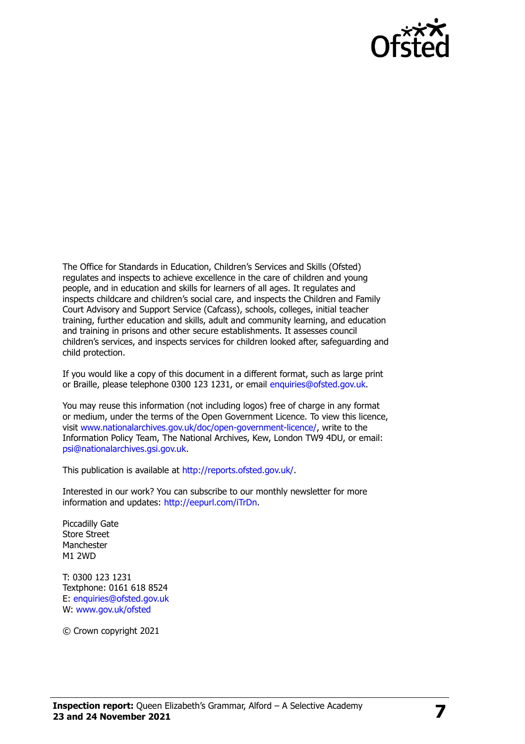The Office for Standards in Education, Children's Services and Skills (Ofsted) regulates and inspects to achieve excellence in the care of children and young people, and in education and skills for learners of all ages. It regulates and inspects childcare and children's social care, and inspects the Children and Family Court Advisory and Support Service (Cafcass), schools, colleges, initial teacher training, further education and skills, adult and community learning, and education and training in prisons and other secure establishments. It assesses council children's services, and inspects services for children looked after, safeguarding and child protection.

If you would like a copy of this document in a different format, such as large print or Braille, please telephone 0300 123 1231, or email enquiries@ofsted.gov.uk.

You may reuse this information (not including logos) free of charge in any format or medium, under the terms of the Open Government Licence. To view this licence, visit www.nationalarchives.gov.uk/doc/open-government-licence/, write to the Information Policy Team, The National Archives, Kew, London TW9 4DU, or email: psi@nationalarchives.gsi.gov.uk.

This publication is available at http://reports.ofsted.gov.uk/.

Interested in our work? You can subscribe to our monthly newsletter for more information and updates: http://eepurl.com/iTrDn.

Piccadilly Gate
Store Street
Manchester
M1 2WD

T: 0300 123 1231
Textphone: 0161 618 8524
E: enquiries@ofsted.gov.uk
W: www.gov.uk/ofsted

© Crown copyright 2021